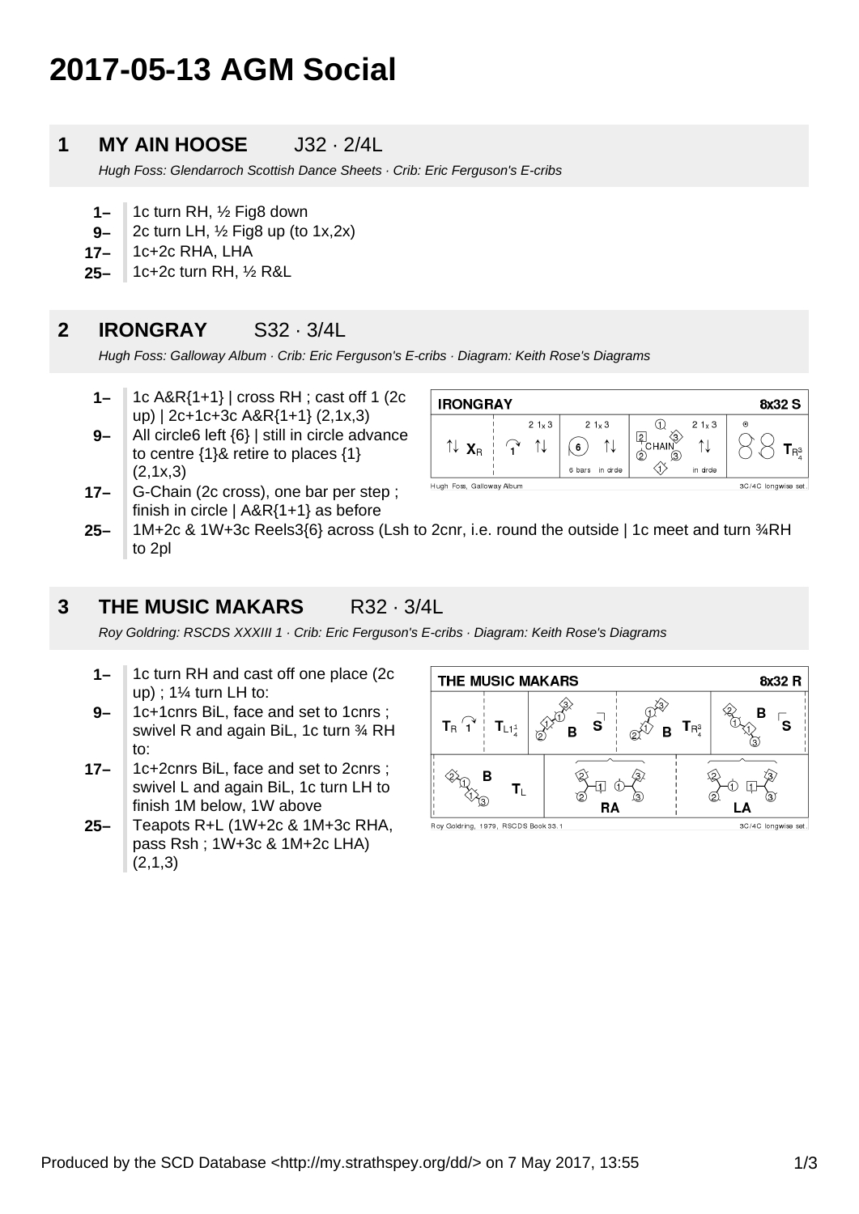# 2017-05-13 AGM Social

## 1 MY AIN HOOSE J32 · 2/4L

*Hugh Foss: Glendarroch Scottish Dance Sheets · Crib: Eric Ferguson's E-cribs*

- **1–** 1c turn RH, ½ Fig8 down
- **9–** 2c turn LH, ½ Fig8 up (to 1x,2x)
- **17–** 1c+2c RHA, LHA
- **25–** 1c+2c turn RH, ½ R&L

## 2 IRONGRAY S32 · 3/4L

*Hugh Foss: Galloway Album · Crib: Eric Ferguson's E-cribs · Diagram: Keith Rose's Diagrams*

- **1–** 1c A&R{1+1} | cross RH ; cast off 1 (2c up) | 2c+1c+3c A&R{1+1} (2,1x,3)
- **9–** All circle6 left {6} | still in circle advance to centre {1}& retire to places {1} (2,1x,3)
- **17–** G-Chain (2c cross), one bar per step ; finish in circle | A&R{1+1} as before
- **25–** 1M+2c & 1W+3c Reels3{6} across (Lsh to 2cnr, i.e. round the outside | 1c meet and turn ¾RH to 2pl

## 3 THE MUSIC MAKARS R32 · 3/4L

*Roy Goldring: RSCDS XXXIII 1 · Crib: Eric Ferguson's E-cribs · Diagram: Keith Rose's Diagrams*

- **1–** 1c turn RH and cast off one place (2c up) ; 1¼ turn LH to:
- **9–** 1c+1cnrs BiL, face and set to 1cnrs ; swivel R and again BiL, 1c turn ¾ RH to:
- **17–** 1c+2cnrs BiL, face and set to 2cnrs ; swivel L and again BiL, 1c turn LH to finish 1M below, 1W above
- **25–** Teapots R+L (1W+2c & 1M+3c RHA, pass Rsh ; 1W+3c & 1M+2c LHA) (2,1,3)

Produced by the SCD Database <http://my.strathspey.org/dd/> on 7 May 2017, 13:55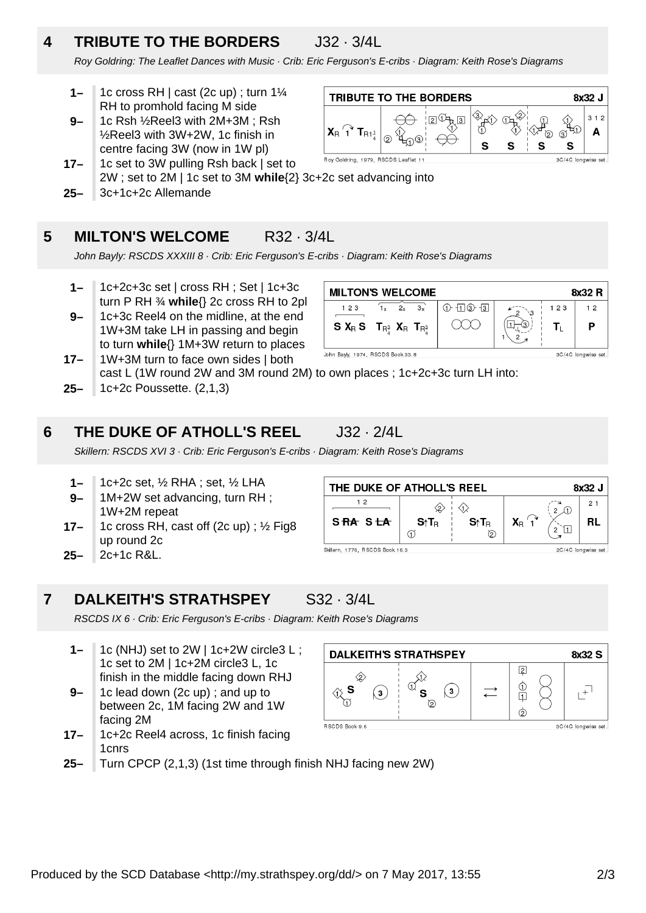## 4 TRIBUTE TO THE BORDERS J32 · 3/4L

*Roy Goldring: The Leaflet Dances with Music · Crib: Eric Ferguson's E-cribs · Diagram: Keith Rose's Diagrams*

- **1–** 1c cross RH | cast (2c up) ; turn 1¼ RH to promhold facing M side
- **9–** 1c Rsh ½Reel3 with 2M+3M ; Rsh ½Reel3 with 3W+2W, 1c finish in centre facing 3W (now in 1W pl)
- **17–** 1c set to 3W pulling Rsh back | set to 2W ; set to 2M | 1c set to 3M **while**{2} 3c+2c set advancing into
- **25–** 3c+1c+2c Allemande

## 5 MILTON'S WELCOME R32 · 3/4L

*John Bayly: RSCDS XXXIII 8 · Crib: Eric Ferguson's E-cribs · Diagram: Keith Rose's Diagrams*

- **1–** 1c+2c+3c set | cross RH ; Set | 1c+3c turn P RH ¾ **while**{} 2c cross RH to 2pl
- **9–** 1c+3c Reel4 on the midline, at the end 1W+3M take LH in passing and begin to turn **while**{} 1M+3W return to places
- **17–** 1W+3M turn to face own sides | both cast L (1W round 2W and 3M round 2M) to own places ; 1c+2c+3c turn LH into:
- **25–** 1c+2c Poussette. (2,1,3)

## 6 THE DUKE OF ATHOLL'S REEL J32 · 2/4L

*Skillern: RSCDS XVI 3 · Crib: Eric Ferguson's E-cribs · Diagram: Keith Rose's Diagrams*

- **1–** 1c+2c set, ½ RHA ; set, ½ LHA
- **9–** 1M+2W set advancing, turn RH ; 1W+2M repeat
- **17–** 1c cross RH, cast off (2c up) ; ½ Fig8 up round 2c
- **25–** 2c+1c R&L.

## 7 DALKEITH'S STRATHSPEY S32 · 3/4L

*RSCDS IX 6 · Crib: Eric Ferguson's E-cribs · Diagram: Keith Rose's Diagrams*

- **1–** 1c (NHJ) set to 2W | 1c+2W circle3 L ; 1c set to 2M | 1c+2M circle3 L, 1c finish in the middle facing down RHJ
- **9–** 1c lead down (2c up) ; and up to between 2c, 1M facing 2W and 1W facing 2M
- **17–** 1c+2c Reel4 across, 1c finish facing 1cnrs
- **25–** Turn CPCP (2,1,3) (1st time through finish NHJ facing new 2W)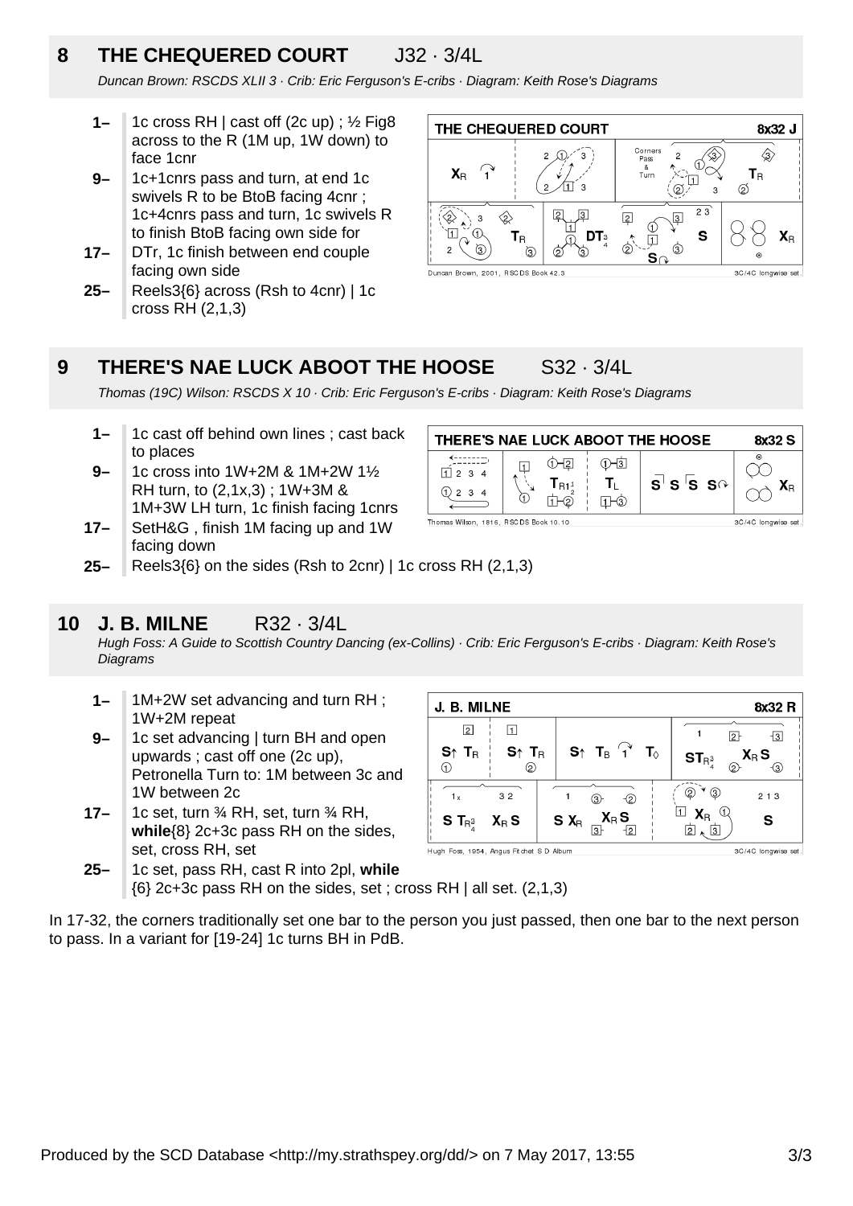## 8 THE CHEQUERED COURT J32 · 3/4L

*Duncan Brown: RSCDS XLII 3 · Crib: Eric Ferguson's E-cribs · Diagram: Keith Rose's Diagrams*

- **1–** 1c cross RH | cast off (2c up) ; ½ Fig8 across to the R (1M up, 1W down) to face 1cnr
- **9–** 1c+1cnrs pass and turn, at end 1c swivels R to be BtoB facing 4cnr ; 1c+4cnrs pass and turn, 1c swivels R to finish BtoB facing own side for
- **17–** DTr, 1c finish between end couple facing own side
- **25–** Reels3{6} across (Rsh to 4cnr) | 1c cross RH (2,1,3)

THE CHEQUERED COURT 8x32 J

Duncan Brown, 2001, RSCDS Book 42.3 3C/4C longwise set.

## 9 THERE'S NAE LUCK ABOOT THE HOOSE S32 · 3/4L

*Thomas (19C) Wilson: RSCDS X 10 · Crib: Eric Ferguson's E-cribs · Diagram: Keith Rose's Diagrams*

- **1–** 1c cast off behind own lines ; cast back to places
- **9–** 1c cross into 1W+2M & 1M+2W 1½ RH turn, to (2,1x,3) ; 1W+3M & 1M+3W LH turn, 1c finish facing 1cnrs
- **17–** SetH&G , finish 1M facing up and 1W facing down
- **25–** Reels3{6} on the sides (Rsh to 2cnr) | 1c cross RH (2,1,3)

THERE'S NAE LUCK ABOUT THE HOOSE 8x32 S

Thomas Wilson, 1816, RSCDS Book 10.10 3C/4C longwise set.

## 10 J. B. MILNE R32 · 3/4L

*Hugh Foss: A Guide to Scottish Country Dancing (ex-Collins) · Crib: Eric Ferguson's E-cribs · Diagram: Keith Rose's Diagrams*

- **1–** 1M+2W set advancing and turn RH ; 1W+2M repeat
- **9–** 1c set advancing | turn BH and open upwards ; cast off one (2c up), Petronella Turn to: 1M between 3c and 1W between 2c
- **17–** 1c set, turn ¾ RH, set, turn ¾ RH, **while**{8} 2c+3c pass RH on the sides, set, cross RH, set
- **25–** 1c set, pass RH, cast R into 2pl, **while** {6} 2c+3c pass RH on the sides, set ; cross RH | all set. (2,1,3)

J. B. MILNE 8x32 R

Hugh Foss, 1954, Angus Fitchet S D Album 3C/4C longwise set.

In 17-32, the corners traditionally set one bar to the person you just passed, then one bar to the next person to pass. In a variant for [19-24] 1c turns BH in PdB.